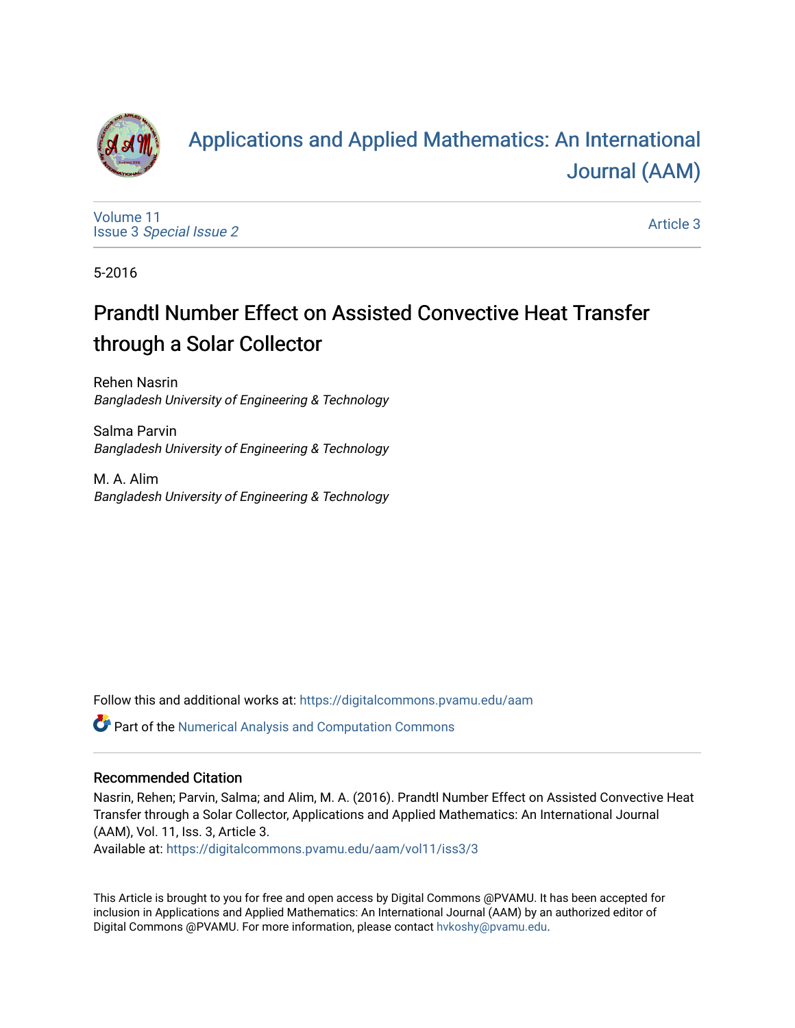# Applications and Applied Mathematics: An International Journal (AAM)

Volume 11
Issue 3 *Special Issue 2*

Article 3

5-2016

## Prandtl Number Effect on Assisted Convective Heat Transfer through a Solar Collector

Rehen Nasrin
*Bangladesh University of Engineering & Technology*

Salma Parvin
*Bangladesh University of Engineering & Technology*

M. A. Alim
*Bangladesh University of Engineering & Technology*

Follow this and additional works at: https://digitalcommons.pvamu.edu/aam

Part of the Numerical Analysis and Computation Commons

### Recommended Citation

Nasrin, Rehen; Parvin, Salma; and Alim, M. A. (2016). Prandtl Number Effect on Assisted Convective Heat Transfer through a Solar Collector, Applications and Applied Mathematics: An International Journal (AAM), Vol. 11, Iss. 3, Article 3.
Available at: https://digitalcommons.pvamu.edu/aam/vol11/iss3/3

This Article is brought to you for free and open access by Digital Commons @PVAMU. It has been accepted for inclusion in Applications and Applied Mathematics: An International Journal (AAM) by an authorized editor of Digital Commons @PVAMU. For more information, please contact hvkoshy@pvamu.edu.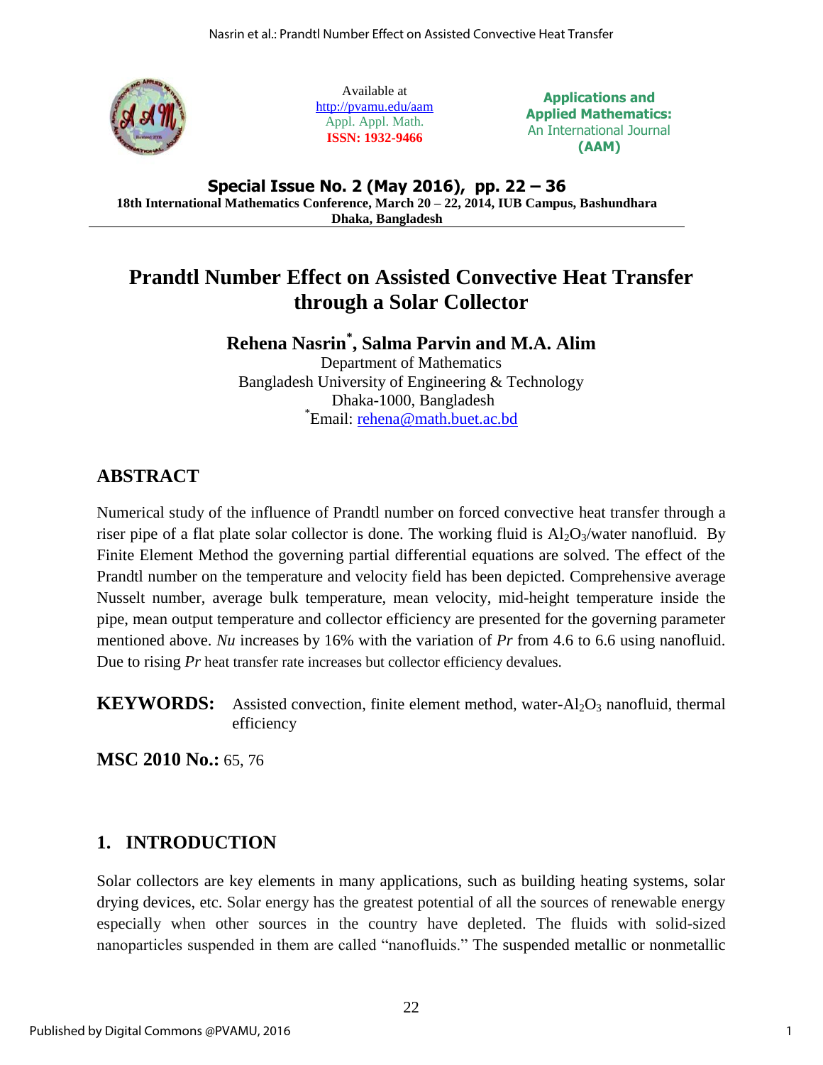Available at
http://pvamu.edu/aam
Appl. Appl. Math.
**ISSN: 1932-9466**

**Applications and Applied Mathematics: An International Journal (AAM)**

**Special Issue No. 2 (May 2016), pp. 22 – 36**
**18th International Mathematics Conference, March 20 – 22, 2014, IUB Campus, Bashundhara Dhaka, Bangladesh**

# Prandtl Number Effect on Assisted Convective Heat Transfer through a Solar Collector

**Rehena Nasrin*, Salma Parvin and M.A. Alim**

Department of Mathematics
Bangladesh University of Engineering & Technology
Dhaka-1000, Bangladesh
*Email: rehena@math.buet.ac.bd

## ABSTRACT

Numerical study of the influence of Prandtl number on forced convective heat transfer through a riser pipe of a flat plate solar collector is done. The working fluid is $Al_2O_3$/water nanofluid. By Finite Element Method the governing partial differential equations are solved. The effect of the Prandtl number on the temperature and velocity field has been depicted. Comprehensive average Nusselt number, average bulk temperature, mean velocity, mid-height temperature inside the pipe, mean output temperature and collector efficiency are presented for the governing parameter mentioned above. *Nu* increases by 16% with the variation of *Pr* from 4.6 to 6.6 using nanofluid. Due to rising *Pr* heat transfer rate increases but collector efficiency devalues.

**KEYWORDS:** Assisted convection, finite element method, water-$Al_2O_3$ nanofluid, thermal efficiency

**MSC 2010 No.:** 65, 76

## 1. INTRODUCTION

Solar collectors are key elements in many applications, such as building heating systems, solar drying devices, etc. Solar energy has the greatest potential of all the sources of renewable energy especially when other sources in the country have depleted. The fluids with solid-sized nanoparticles suspended in them are called "nanofluids." The suspended metallic or nonmetallic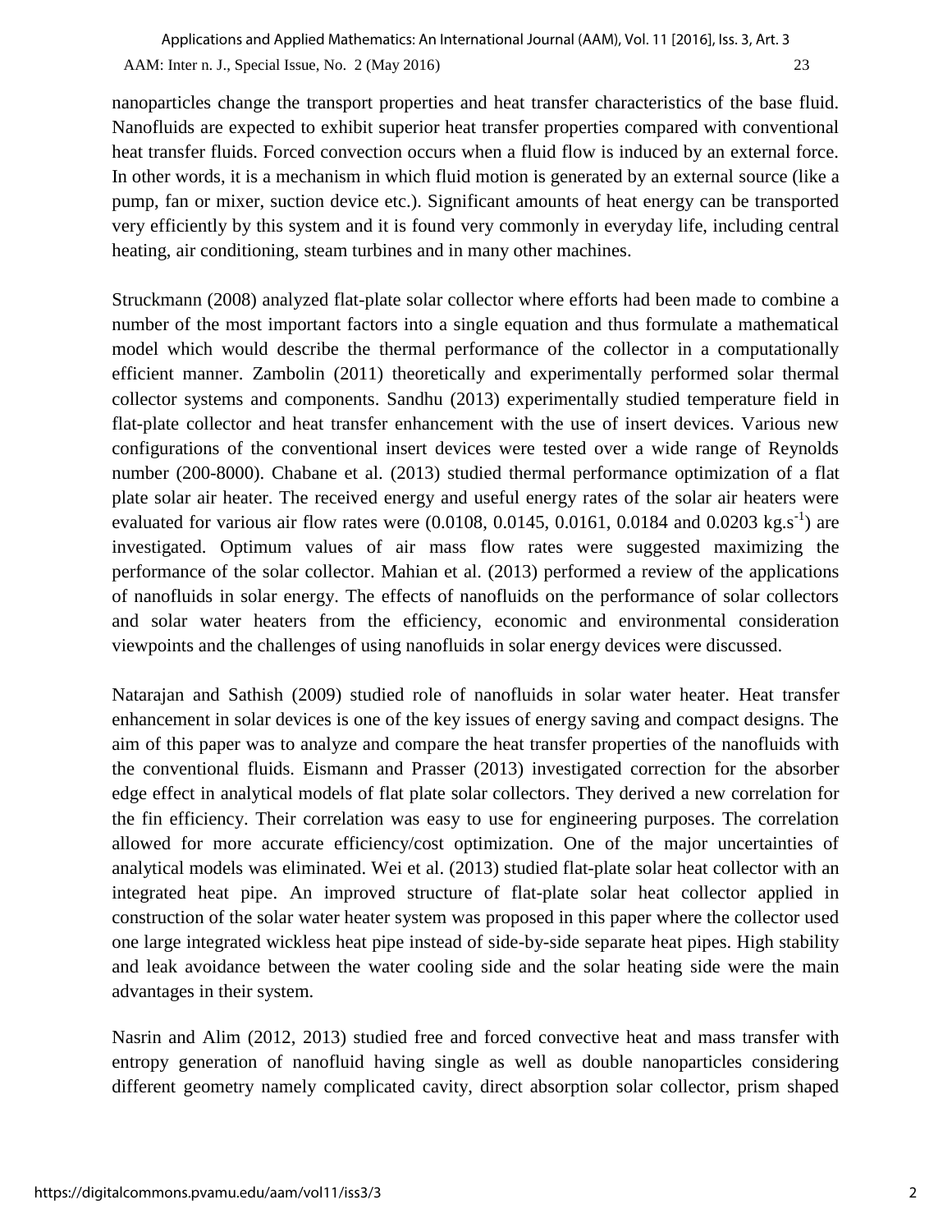nanoparticles change the transport properties and heat transfer characteristics of the base fluid. Nanofluids are expected to exhibit superior heat transfer properties compared with conventional heat transfer fluids. Forced convection occurs when a fluid flow is induced by an external force. In other words, it is a mechanism in which fluid motion is generated by an external source (like a pump, fan or mixer, suction device etc.). Significant amounts of heat energy can be transported very efficiently by this system and it is found very commonly in everyday life, including central heating, air conditioning, steam turbines and in many other machines.

Struckmann (2008) analyzed flat-plate solar collector where efforts had been made to combine a number of the most important factors into a single equation and thus formulate a mathematical model which would describe the thermal performance of the collector in a computationally efficient manner. Zambolin (2011) theoretically and experimentally performed solar thermal collector systems and components. Sandhu (2013) experimentally studied temperature field in flat-plate collector and heat transfer enhancement with the use of insert devices. Various new configurations of the conventional insert devices were tested over a wide range of Reynolds number (200-8000). Chabane et al. (2013) studied thermal performance optimization of a flat plate solar air heater. The received energy and useful energy rates of the solar air heaters were evaluated for various air flow rates were (0.0108, 0.0145, 0.0161, 0.0184 and 0.0203 $kg.s^{-1}$) are investigated. Optimum values of air mass flow rates were suggested maximizing the performance of the solar collector. Mahian et al. (2013) performed a review of the applications of nanofluids in solar energy. The effects of nanofluids on the performance of solar collectors and solar water heaters from the efficiency, economic and environmental consideration viewpoints and the challenges of using nanofluids in solar energy devices were discussed.

Natarajan and Sathish (2009) studied role of nanofluids in solar water heater. Heat transfer enhancement in solar devices is one of the key issues of energy saving and compact designs. The aim of this paper was to analyze and compare the heat transfer properties of the nanofluids with the conventional fluids. Eismann and Prasser (2013) investigated correction for the absorber edge effect in analytical models of flat plate solar collectors. They derived a new correlation for the fin efficiency. Their correlation was easy to use for engineering purposes. The correlation allowed for more accurate efficiency/cost optimization. One of the major uncertainties of analytical models was eliminated. Wei et al. (2013) studied flat-plate solar heat collector with an integrated heat pipe. An improved structure of flat-plate solar heat collector applied in construction of the solar water heater system was proposed in this paper where the collector used one large integrated wickless heat pipe instead of side-by-side separate heat pipes. High stability and leak avoidance between the water cooling side and the solar heating side were the main advantages in their system.

Nasrin and Alim (2012, 2013) studied free and forced convective heat and mass transfer with entropy generation of nanofluid having single as well as double nanoparticles considering different geometry namely complicated cavity, direct absorption solar collector, prism shaped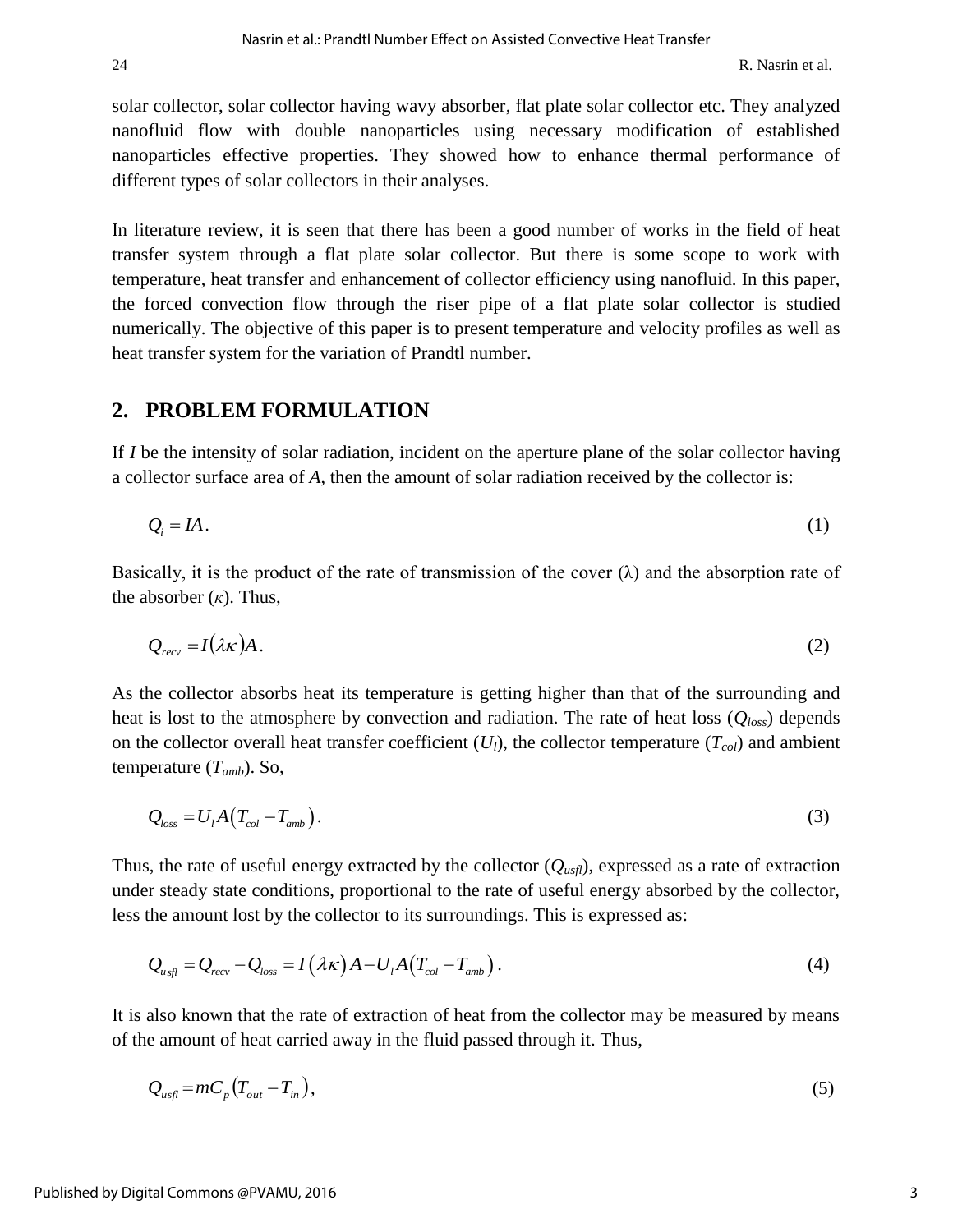solar collector, solar collector having wavy absorber, flat plate solar collector etc. They analyzed nanofluid flow with double nanoparticles using necessary modification of established nanoparticles effective properties. They showed how to enhance thermal performance of different types of solar collectors in their analyses.

In literature review, it is seen that there has been a good number of works in the field of heat transfer system through a flat plate solar collector. But there is some scope to work with temperature, heat transfer and enhancement of collector efficiency using nanofluid. In this paper, the forced convection flow through the riser pipe of a flat plate solar collector is studied numerically. The objective of this paper is to present temperature and velocity profiles as well as heat transfer system for the variation of Prandtl number.

## 2. PROBLEM FORMULATION

If $I$ be the intensity of solar radiation, incident on the aperture plane of the solar collector having a collector surface area of $A$, then the amount of solar radiation received by the collector is:

$$Q_i = IA. \tag{1}$$

Basically, it is the product of the rate of transmission of the cover ($\lambda$) and the absorption rate of the absorber ($\kappa$). Thus,

$$Q_{recv} = I(\lambda\kappa)A. \tag{2}$$

As the collector absorbs heat its temperature is getting higher than that of the surrounding and heat is lost to the atmosphere by convection and radiation. The rate of heat loss ($Q_{loss}$) depends on the collector overall heat transfer coefficient ($U_l$), the collector temperature ($T_{col}$) and ambient temperature ($T_{amb}$). So,

$$Q_{loss} = U_l A\left(T_{col} - T_{amb}\right). \tag{3}$$

Thus, the rate of useful energy extracted by the collector ($Q_{usfl}$), expressed as a rate of extraction under steady state conditions, proportional to the rate of useful energy absorbed by the collector, less the amount lost by the collector to its surroundings. This is expressed as:

$$Q_{usfl} = Q_{recv} - Q_{loss} = I\left(\lambda\kappa\right)A - U_l A\left(T_{col} - T_{amb}\right). \tag{4}$$

It is also known that the rate of extraction of heat from the collector may be measured by means of the amount of heat carried away in the fluid passed through it. Thus,

$$Q_{usfl} = mC_p\left(T_{out} - T_{in}\right), \tag{5}$$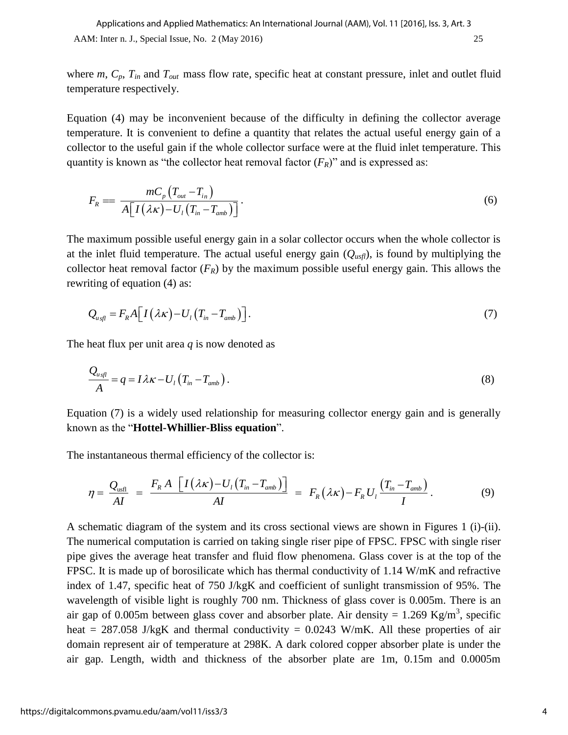where $m$, $C_p$, $T_{in}$ and $T_{out}$ mass flow rate, specific heat at constant pressure, inlet and outlet fluid temperature respectively.

Equation (4) may be inconvenient because of the difficulty in defining the collector average temperature. It is convenient to define a quantity that relates the actual useful energy gain of a collector to the useful gain if the whole collector surface were at the fluid inlet temperature. This quantity is known as "the collector heat removal factor ($F_R$)" and is expressed as:

$$F_R == \frac{mC_p\left(T_{out}-T_{in}\right)}{A\left[I\left(\lambda\kappa\right)-U_l\left(T_{in}-T_{amb}\right)\right]}. \tag{6}$$

The maximum possible useful energy gain in a solar collector occurs when the whole collector is at the inlet fluid temperature. The actual useful energy gain ($Q_{usfl}$), is found by multiplying the collector heat removal factor ($F_R$) by the maximum possible useful energy gain. This allows the rewriting of equation (4) as:

$$Q_{usfl} = F_R A\left[I\left(\lambda\kappa\right)-U_l\left(T_{in}-T_{amb}\right)\right]. \tag{7}$$

The heat flux per unit area $q$ is now denoted as

$$\frac{Q_{usfl}}{A} = q = I\lambda\kappa - U_l\left(T_{in}-T_{amb}\right). \tag{8}$$

Equation (7) is a widely used relationship for measuring collector energy gain and is generally known as the "**Hottel-Whillier-Bliss equation**".

The instantaneous thermal efficiency of the collector is:

$$\eta = \frac{Q_{usfl}}{AI} = \frac{F_R\,A\,\left[I\left(\lambda\kappa\right)-U_l\left(T_{in}-T_{amb}\right)\right]}{AI} = F_R\left(\lambda\kappa\right) - F_R\,U_l\,\frac{\left(T_{in}-T_{amb}\right)}{I}. \tag{9}$$

A schematic diagram of the system and its cross sectional views are shown in Figures 1 (i)-(ii). The numerical computation is carried on taking single riser pipe of FPSC. FPSC with single riser pipe gives the average heat transfer and fluid flow phenomena. Glass cover is at the top of the FPSC. It is made up of borosilicate which has thermal conductivity of 1.14 W/mK and refractive index of 1.47, specific heat of 750 J/kgK and coefficient of sunlight transmission of 95%. The wavelength of visible light is roughly 700 nm. Thickness of glass cover is 0.005m. There is an air gap of 0.005m between glass cover and absorber plate. Air density = 1.269 Kg/m$^3$, specific heat = 287.058 J/kgK and thermal conductivity = 0.0243 W/mK. All these properties of air domain represent air of temperature at 298K. A dark colored copper absorber plate is under the air gap. Length, width and thickness of the absorber plate are 1m, 0.15m and 0.0005m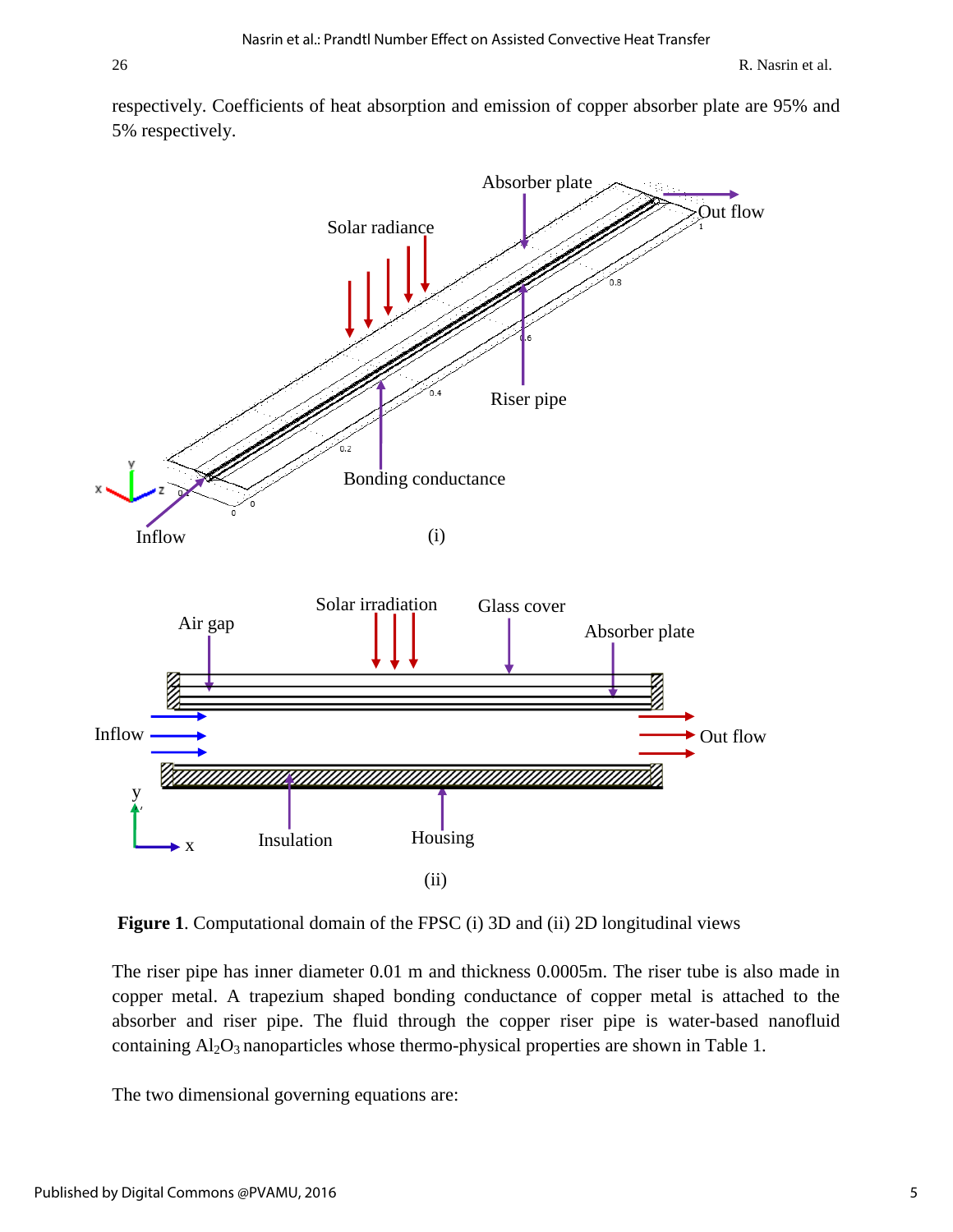respectively. Coefficients of heat absorption and emission of copper absorber plate are 95% and 5% respectively.

**Figure 1**. Computational domain of the FPSC (i) 3D and (ii) 2D longitudinal views

The riser pipe has inner diameter 0.01 m and thickness 0.0005m. The riser tube is also made in copper metal. A trapezium shaped bonding conductance of copper metal is attached to the absorber and riser pipe. The fluid through the copper riser pipe is water-based nanofluid containing $Al_2O_3$ nanoparticles whose thermo-physical properties are shown in Table 1.

The two dimensional governing equations are: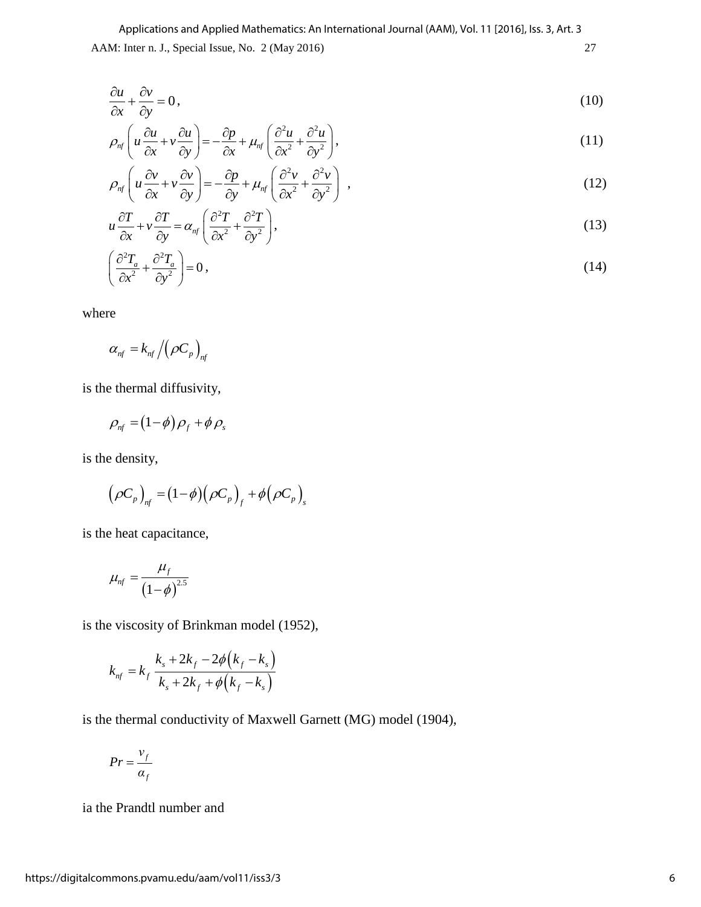$$\frac{\partial u}{\partial x}+\frac{\partial v}{\partial y}=0\,, \tag{10}$$

$$\rho_{nf}\left(u\frac{\partial u}{\partial x}+v\frac{\partial u}{\partial y}\right)=-\frac{\partial p}{\partial x}+\mu_{nf}\left(\frac{\partial^2 u}{\partial x^2}+\frac{\partial^2 u}{\partial y^2}\right), \tag{11}$$

$$\rho_{nf}\left(u\frac{\partial v}{\partial x}+v\frac{\partial v}{\partial y}\right)=-\frac{\partial p}{\partial y}+\mu_{nf}\left(\frac{\partial^2 v}{\partial x^2}+\frac{\partial^2 v}{\partial y^2}\right)\ , \tag{12}$$

$$u\frac{\partial T}{\partial x}+v\frac{\partial T}{\partial y}=\alpha_{nf}\left(\frac{\partial^2 T}{\partial x^2}+\frac{\partial^2 T}{\partial y^2}\right), \tag{13}$$

$$\left(\frac{\partial^2 T_a}{\partial x^2}+\frac{\partial^2 T_a}{\partial y^2}\right)=0\,, \tag{14}$$

where

$$\alpha_{nf}=k_{nf}\big/\left(\rho C_p\right)_{nf}$$

is the thermal diffusivity,

$$\rho_{nf}=\left(1-\phi\right)\rho_f+\phi\,\rho_s$$

is the density,

$$\left(\rho C_p\right)_{nf}=\left(1-\phi\right)\left(\rho C_p\right)_f+\phi\left(\rho C_p\right)_s$$

is the heat capacitance,

$$\mu_{nf}=\frac{\mu_f}{\left(1-\phi\right)^{2.5}}$$

is the viscosity of Brinkman model (1952),

$$k_{nf}=k_f\,\frac{k_s+2k_f-2\phi\left(k_f-k_s\right)}{k_s+2k_f+\phi\left(k_f-k_s\right)}$$

is the thermal conductivity of Maxwell Garnett (MG) model (1904),

$$Pr=\frac{\nu_f}{\alpha_f}$$

ia the Prandtl number and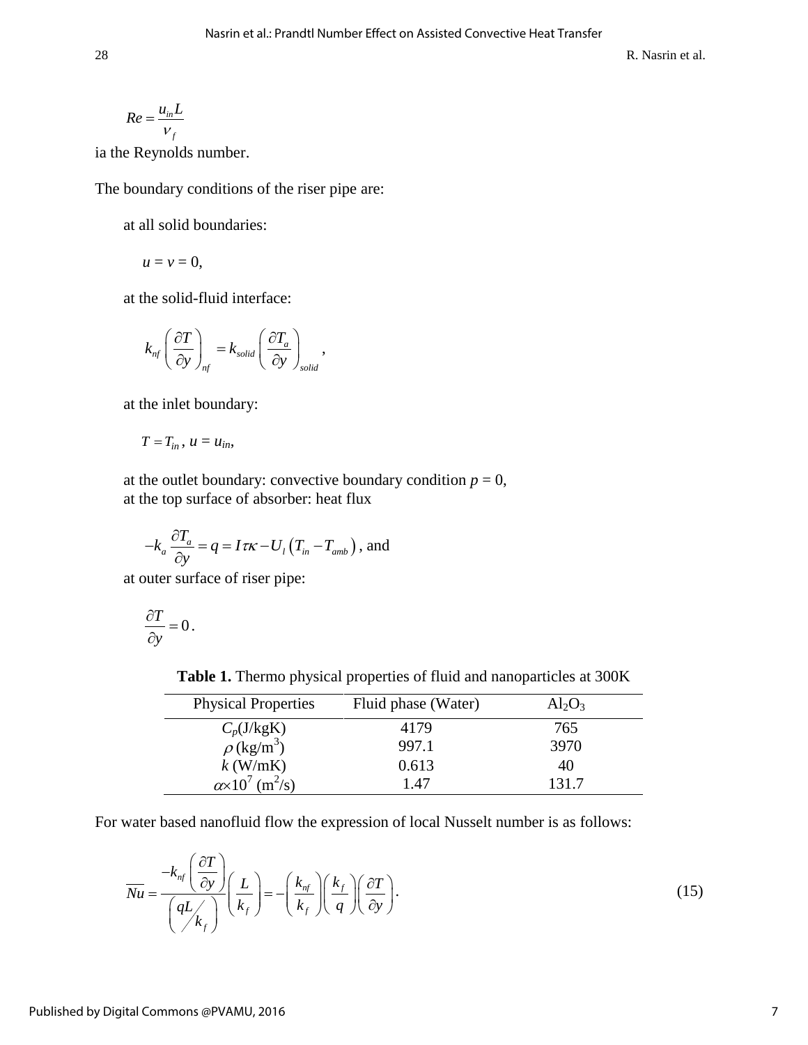$$Re = \frac{u_{in} L}{\nu_f}$$

ia the Reynolds number.

The boundary conditions of the riser pipe are:

at all solid boundaries:

$u = v = 0$,

at the solid-fluid interface:

$$k_{nf} \left( \frac{\partial T}{\partial y} \right)_{nf} = k_{solid} \left( \frac{\partial T_a}{\partial y} \right)_{solid},$$

at the inlet boundary:

$T = T_{in}$, $u = u_{in}$,

at the outlet boundary: convective boundary condition $p = 0$,
at the top surface of absorber: heat flux

$$-k_a \frac{\partial T_a}{\partial y} = q = I\tau\kappa - U_l \left( T_{in} - T_{amb} \right), \text{ and}$$

at outer surface of riser pipe:

$$\frac{\partial T}{\partial y} = 0.$$

**Table 1.** Thermo physical properties of fluid and nanoparticles at 300K

| Physical Properties | Fluid phase (Water) | $Al_2O_3$ |
|---|---|---|
| $C_p$(J/kgK) | 4179 | 765 |
| $\rho$ (kg/m$^3$) | 997.1 | 3970 |
| $k$ (W/mK) | 0.613 | 40 |
| $\alpha \times 10^7$ (m$^2$/s) | 1.47 | 131.7 |

For water based nanofluid flow the expression of local Nusselt number is as follows:

$$\overline{Nu} = \frac{-k_{nf} \left( \frac{\partial T}{\partial y} \right)}{\left( qL \middle/ k_f \right)} \left( \frac{L}{k_f} \right) = -\left( \frac{k_{nf}}{k_f} \right) \left( \frac{k_f}{q} \right) \left( \frac{\partial T}{\partial y} \right). \tag{15}$$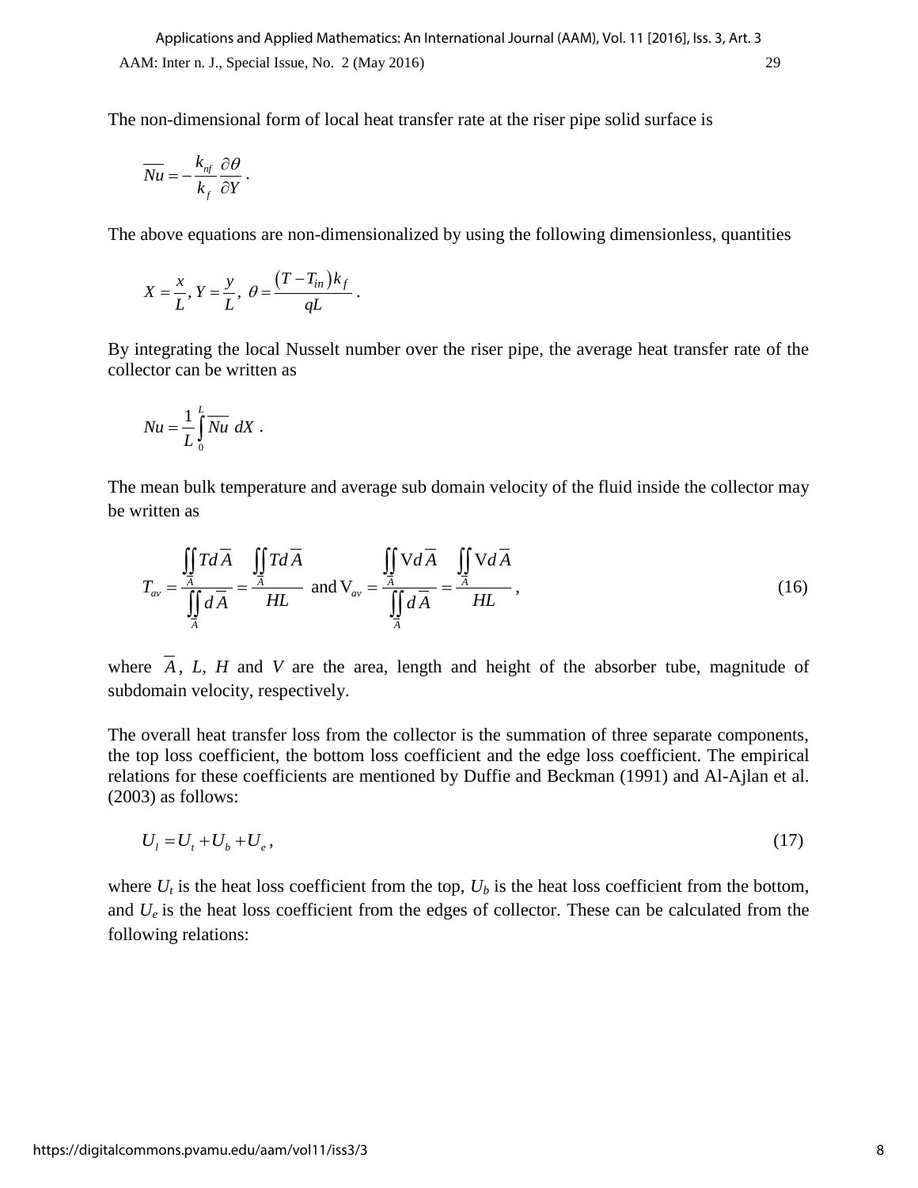The non-dimensional form of local heat transfer rate at the riser pipe solid surface is

$$\overline{Nu} = -\frac{k_{nf}}{k_f}\frac{\partial \theta}{\partial Y}\,.$$

The above equations are non-dimensionalized by using the following dimensionless, quantities

$$X = \frac{x}{L},\; Y = \frac{y}{L},\; \theta = \frac{(T - T_{in})k_f}{qL}\,.$$

By integrating the local Nusselt number over the riser pipe, the average heat transfer rate of the collector can be written as

$$Nu = \frac{1}{L}\int_0^L \overline{Nu}\; dX\,.$$

The mean bulk temperature and average sub domain velocity of the fluid inside the collector may be written as

$$T_{av} = \frac{\iint_{\overline{A}} T d\overline{A}}{\iint_{\overline{A}} d\overline{A}} = \frac{\iint_{\overline{A}} T d\overline{A}}{HL} \text{ and } \mathrm{V}_{av} = \frac{\iint_{\overline{A}} \mathrm{V} d\overline{A}}{\iint_{\overline{A}} d\overline{A}} = \frac{\iint_{\overline{A}} \mathrm{V} d\overline{A}}{HL}\,, \tag{16}$$

where $\overline{A}$, $L$, $H$ and $V$ are the area, length and height of the absorber tube, magnitude of subdomain velocity, respectively.

The overall heat transfer loss from the collector is the summation of three separate components, the top loss coefficient, the bottom loss coefficient and the edge loss coefficient. The empirical relations for these coefficients are mentioned by Duffie and Beckman (1991) and Al-Ajlan et al. (2003) as follows:

$$U_l = U_t + U_b + U_e\,, \tag{17}$$

where $U_t$ is the heat loss coefficient from the top, $U_b$ is the heat loss coefficient from the bottom, and $U_e$ is the heat loss coefficient from the edges of collector. These can be calculated from the following relations: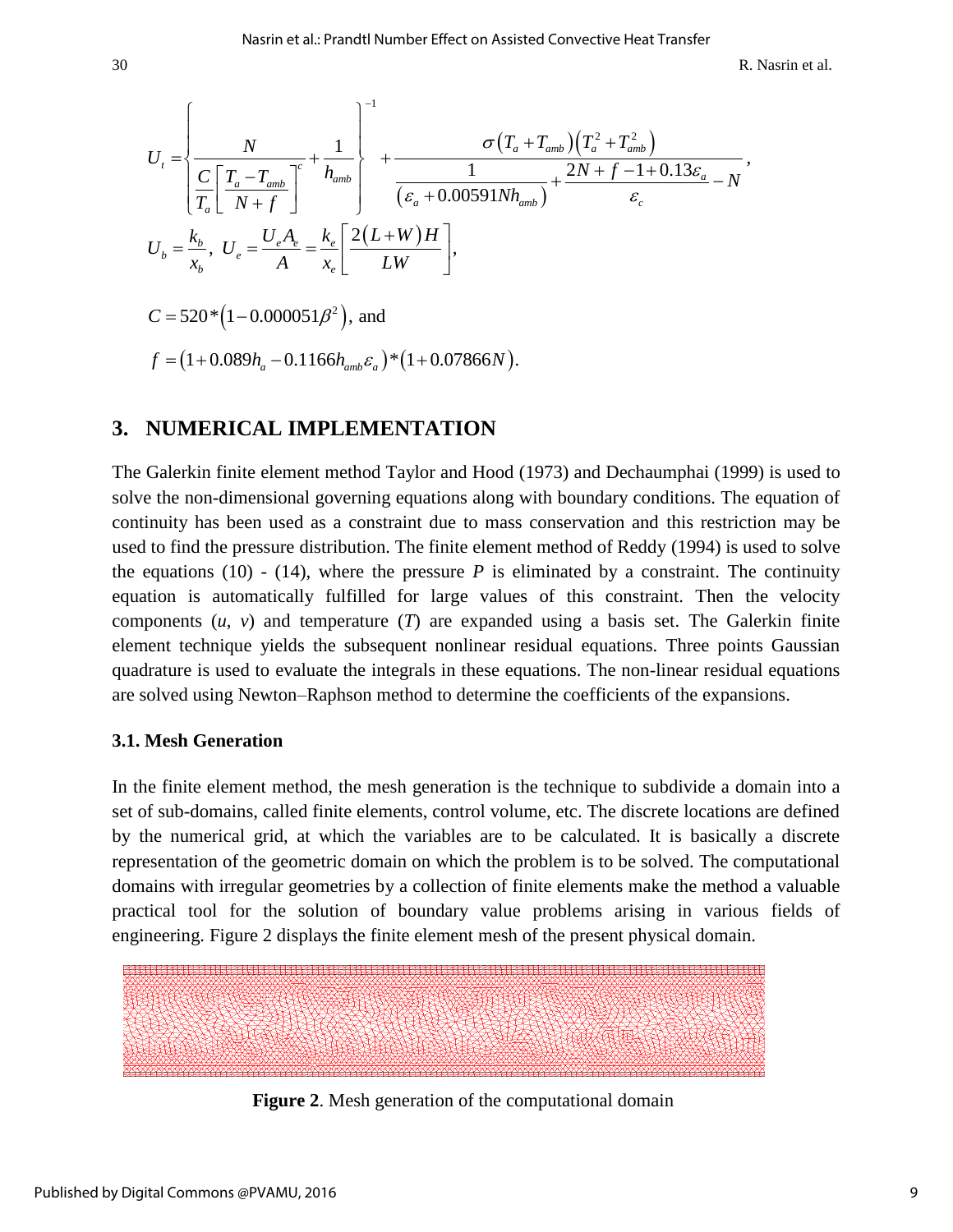$$U_t = \left\{ \frac{N}{\frac{C}{T_a}\left[\frac{T_a - T_{amb}}{N+f}\right]^{c}} + \frac{1}{h_{amb}} \right\}^{-1} + \frac{\sigma\left(T_a + T_{amb}\right)\left(T_a^2 + T_{amb}^2\right)}{\frac{1}{\left(\varepsilon_a + 0.00591Nh_{amb}\right)} + \frac{2N + f - 1 + 0.13\varepsilon_a}{\varepsilon_c} - N},$$

$$U_b = \frac{k_b}{x_b},\ U_e = \frac{U_e A_e}{A} = \frac{k_e}{x_e}\left[\frac{2\left(L+W\right)H}{LW}\right],$$

$$C = 520*\left(1 - 0.000051\beta^2\right), \text{ and}$$

$$f = \left(1 + 0.089h_a - 0.1166h_{amb}\varepsilon_a\right)*\left(1 + 0.07866N\right).$$

## 3. NUMERICAL IMPLEMENTATION

The Galerkin finite element method Taylor and Hood (1973) and Dechaumphai (1999) is used to solve the non-dimensional governing equations along with boundary conditions. The equation of continuity has been used as a constraint due to mass conservation and this restriction may be used to find the pressure distribution. The finite element method of Reddy (1994) is used to solve the equations (10) - (14), where the pressure $P$ is eliminated by a constraint. The continuity equation is automatically fulfilled for large values of this constraint. Then the velocity components ($u$, $v$) and temperature ($T$) are expanded using a basis set. The Galerkin finite element technique yields the subsequent nonlinear residual equations. Three points Gaussian quadrature is used to evaluate the integrals in these equations. The non-linear residual equations are solved using Newton–Raphson method to determine the coefficients of the expansions.

### 3.1. Mesh Generation

In the finite element method, the mesh generation is the technique to subdivide a domain into a set of sub-domains, called finite elements, control volume, etc. The discrete locations are defined by the numerical grid, at which the variables are to be calculated. It is basically a discrete representation of the geometric domain on which the problem is to be solved. The computational domains with irregular geometries by a collection of finite elements make the method a valuable practical tool for the solution of boundary value problems arising in various fields of engineering. Figure 2 displays the finite element mesh of the present physical domain.

**Figure 2**. Mesh generation of the computational domain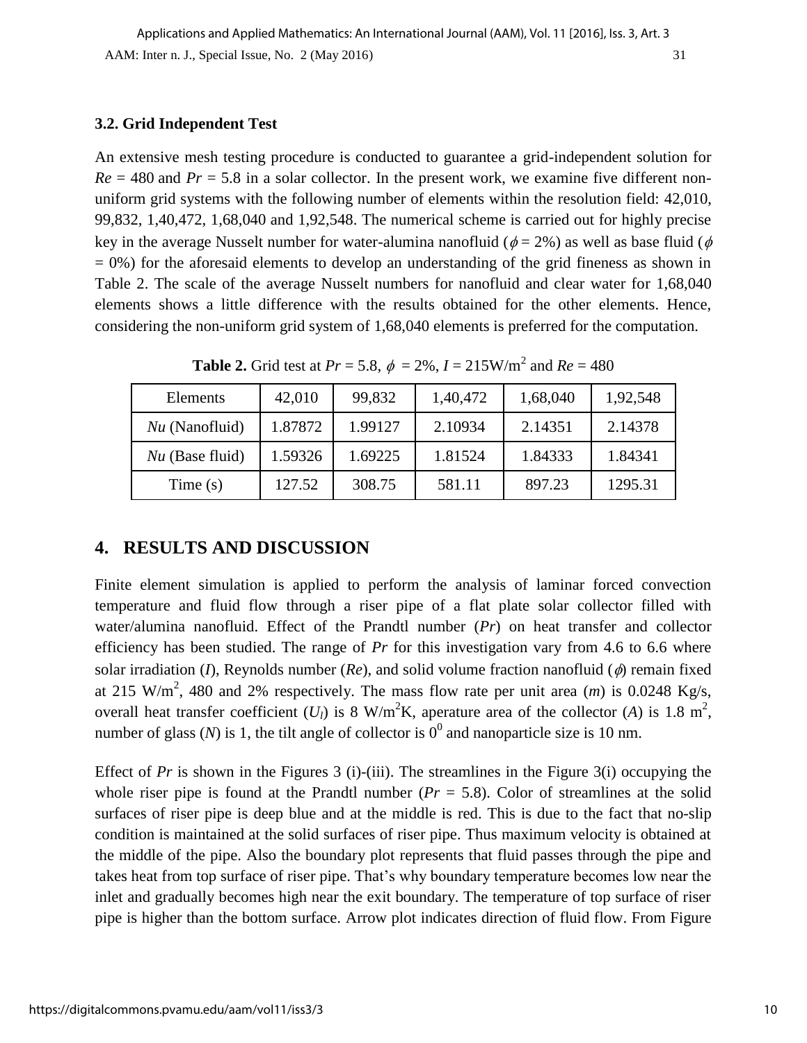### 3.2. Grid Independent Test

An extensive mesh testing procedure is conducted to guarantee a grid-independent solution for $Re$ = 480 and $Pr$ = 5.8 in a solar collector. In the present work, we examine five different non-uniform grid systems with the following number of elements within the resolution field: 42,010, 99,832, 1,40,472, 1,68,040 and 1,92,548. The numerical scheme is carried out for highly precise key in the average Nusselt number for water-alumina nanofluid ($\phi$ = 2%) as well as base fluid ($\phi$ = 0%) for the aforesaid elements to develop an understanding of the grid fineness as shown in Table 2. The scale of the average Nusselt numbers for nanofluid and clear water for 1,68,040 elements shows a little difference with the results obtained for the other elements. Hence, considering the non-uniform grid system of 1,68,040 elements is preferred for the computation.

**Table 2.** Grid test at $Pr$ = 5.8, $\phi$ = 2%, $I$ = 215W/m$^2$ and $Re$ = 480

| Elements | 42,010 | 99,832 | 1,40,472 | 1,68,040 | 1,92,548 |
|---|---|---|---|---|---|
| $Nu$ (Nanofluid) | 1.87872 | 1.99127 | 2.10934 | 2.14351 | 2.14378 |
| $Nu$ (Base fluid) | 1.59326 | 1.69225 | 1.81524 | 1.84333 | 1.84341 |
| Time (s) | 127.52 | 308.75 | 581.11 | 897.23 | 1295.31 |

## 4. RESULTS AND DISCUSSION

Finite element simulation is applied to perform the analysis of laminar forced convection temperature and fluid flow through a riser pipe of a flat plate solar collector filled with water/alumina nanofluid. Effect of the Prandtl number ($Pr$) on heat transfer and collector efficiency has been studied. The range of $Pr$ for this investigation vary from 4.6 to 6.6 where solar irradiation ($I$), Reynolds number ($Re$), and solid volume fraction nanofluid ($\phi$) remain fixed at 215 W/m$^2$, 480 and 2% respectively. The mass flow rate per unit area ($m$) is 0.0248 Kg/s, overall heat transfer coefficient ($U_l$) is 8 W/m$^2$K, aperature area of the collector ($A$) is 1.8 m$^2$, number of glass ($N$) is 1, the tilt angle of collector is $0^0$ and nanoparticle size is 10 nm.

Effect of $Pr$ is shown in the Figures 3 (i)-(iii). The streamlines in the Figure 3(i) occupying the whole riser pipe is found at the Prandtl number ($Pr$ = 5.8). Color of streamlines at the solid surfaces of riser pipe is deep blue and at the middle is red. This is due to the fact that no-slip condition is maintained at the solid surfaces of riser pipe. Thus maximum velocity is obtained at the middle of the pipe. Also the boundary plot represents that fluid passes through the pipe and takes heat from top surface of riser pipe. That's why boundary temperature becomes low near the inlet and gradually becomes high near the exit boundary. The temperature of top surface of riser pipe is higher than the bottom surface. Arrow plot indicates direction of fluid flow. From Figure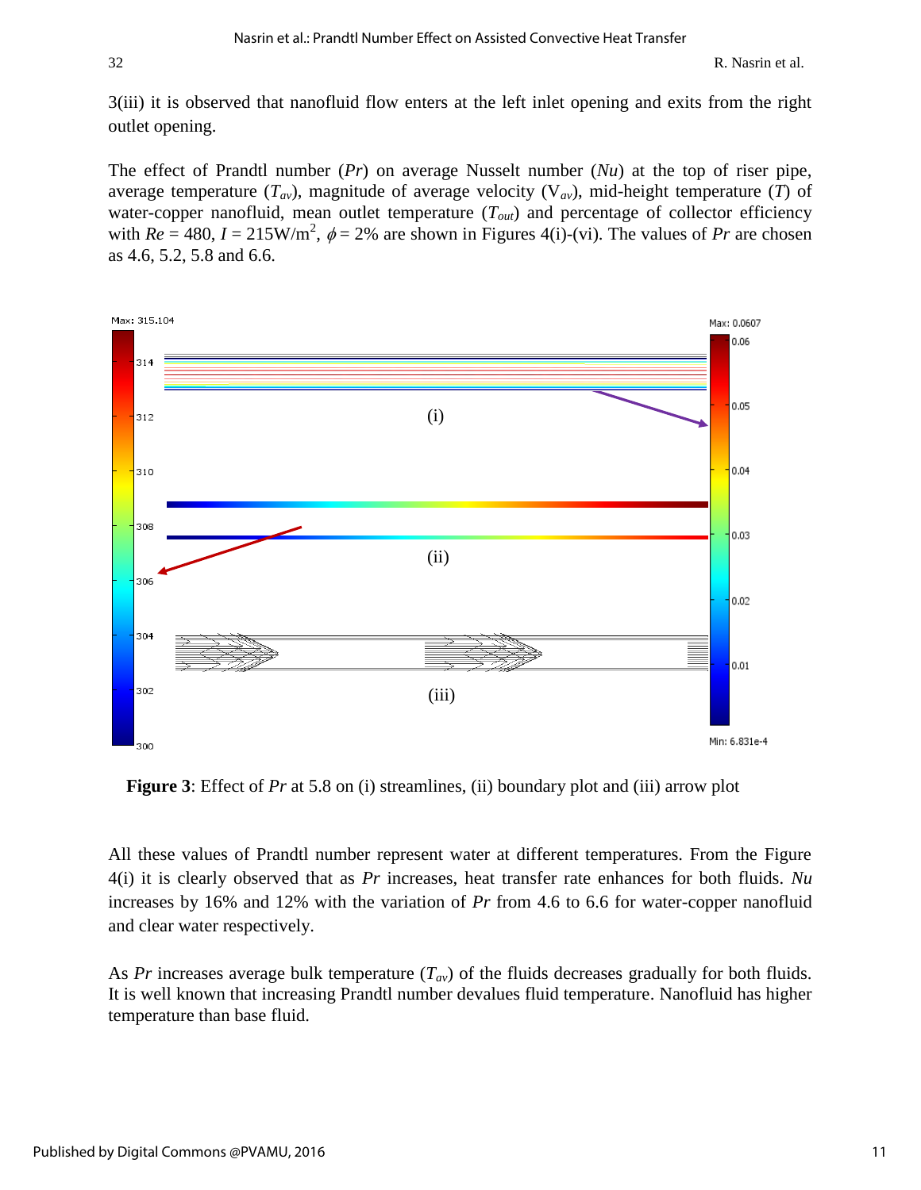3(iii) it is observed that nanofluid flow enters at the left inlet opening and exits from the right outlet opening.

The effect of Prandtl number ($Pr$) on average Nusselt number ($Nu$) at the top of riser pipe, average temperature ($T_{av}$), magnitude of average velocity ($V_{av}$), mid-height temperature ($T$) of water-copper nanofluid, mean outlet temperature ($T_{out}$) and percentage of collector efficiency with $Re$ = 480, $I$ = 215W/m$^2$, $\phi$ = 2% are shown in Figures 4(i)-(vi). The values of $Pr$ are chosen as 4.6, 5.2, 5.8 and 6.6.

**Figure 3**: Effect of $Pr$ at 5.8 on (i) streamlines, (ii) boundary plot and (iii) arrow plot

All these values of Prandtl number represent water at different temperatures. From the Figure 4(i) it is clearly observed that as $Pr$ increases, heat transfer rate enhances for both fluids. $Nu$ increases by 16% and 12% with the variation of $Pr$ from 4.6 to 6.6 for water-copper nanofluid and clear water respectively.

As $Pr$ increases average bulk temperature ($T_{av}$) of the fluids decreases gradually for both fluids. It is well known that increasing Prandtl number devalues fluid temperature. Nanofluid has higher temperature than base fluid.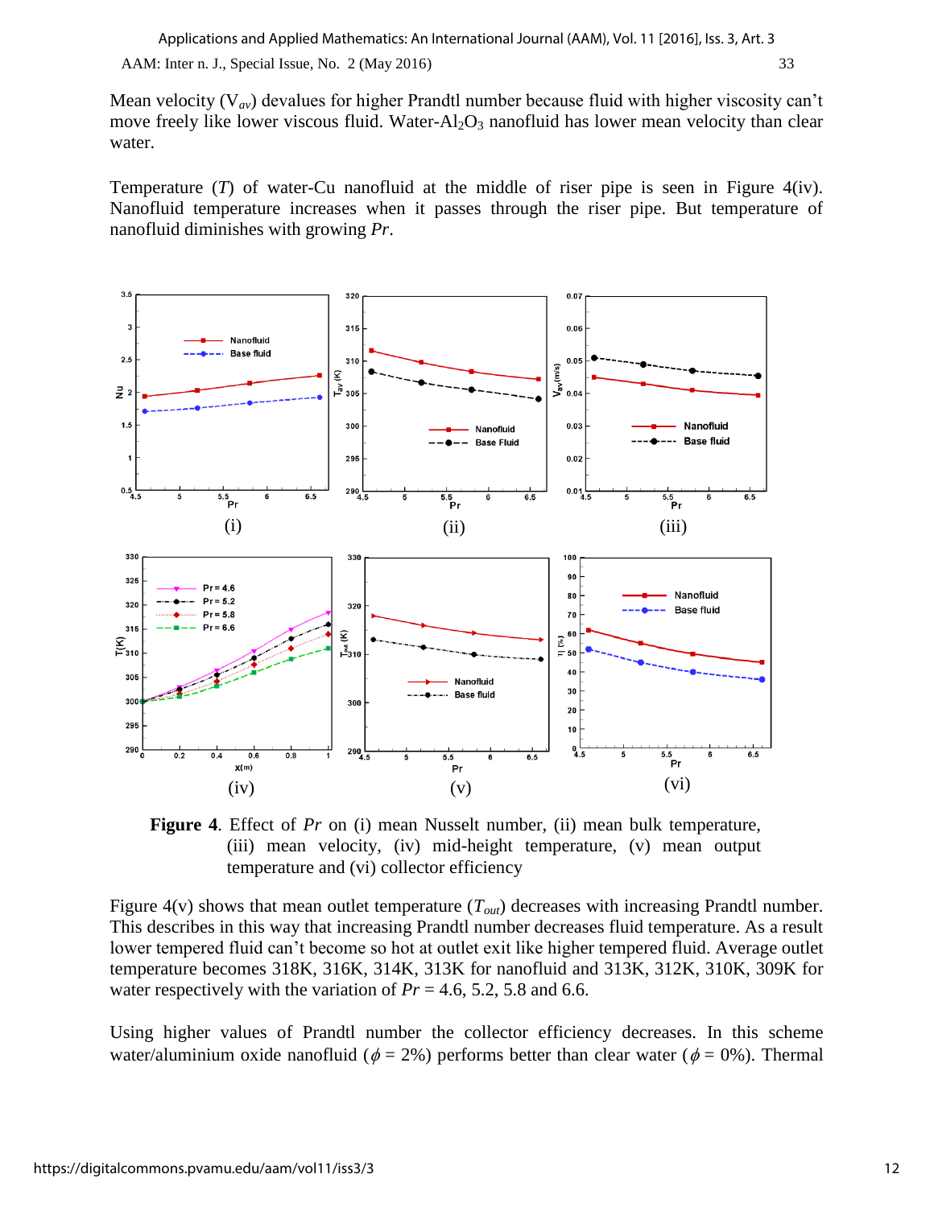Mean velocity ($V_{av}$) devalues for higher Prandtl number because fluid with higher viscosity can't move freely like lower viscous fluid. Water-$Al_2O_3$ nanofluid has lower mean velocity than clear water.

Temperature ($T$) of water-Cu nanofluid at the middle of riser pipe is seen in Figure 4(iv). Nanofluid temperature increases when it passes through the riser pipe. But temperature of nanofluid diminishes with growing $Pr$.

**Figure 4**. Effect of $Pr$ on (i) mean Nusselt number, (ii) mean bulk temperature, (iii) mean velocity, (iv) mid-height temperature, (v) mean output temperature and (vi) collector efficiency

Figure 4(v) shows that mean outlet temperature ($T_{out}$) decreases with increasing Prandtl number. This describes in this way that increasing Prandtl number decreases fluid temperature. As a result lower tempered fluid can't become so hot at outlet exit like higher tempered fluid. Average outlet temperature becomes 318K, 316K, 314K, 313K for nanofluid and 313K, 312K, 310K, 309K for water respectively with the variation of $Pr$ = 4.6, 5.2, 5.8 and 6.6.

Using higher values of Prandtl number the collector efficiency decreases. In this scheme water/aluminium oxide nanofluid ($\phi$ = 2%) performs better than clear water ($\phi$ = 0%). Thermal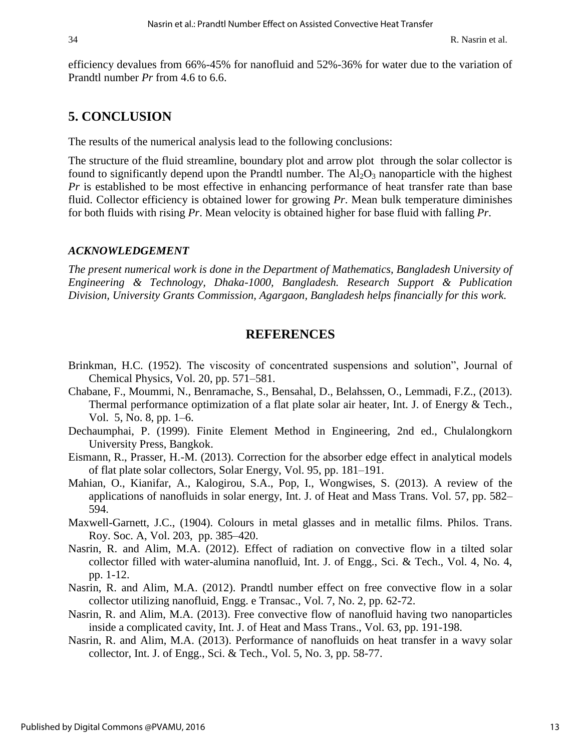efficiency devalues from 66%-45% for nanofluid and 52%-36% for water due to the variation of Prandtl number *Pr* from 4.6 to 6.6.

## 5. CONCLUSION

The results of the numerical analysis lead to the following conclusions:

The structure of the fluid streamline, boundary plot and arrow plot through the solar collector is found to significantly depend upon the Prandtl number. The $Al_2O_3$ nanoparticle with the highest *Pr* is established to be most effective in enhancing performance of heat transfer rate than base fluid. Collector efficiency is obtained lower for growing *Pr*. Mean bulk temperature diminishes for both fluids with rising *Pr*. Mean velocity is obtained higher for base fluid with falling *Pr*.

### *ACKNOWLEDGEMENT*

*The present numerical work is done in the Department of Mathematics, Bangladesh University of Engineering & Technology, Dhaka-1000, Bangladesh. Research Support & Publication Division, University Grants Commission, Agargaon, Bangladesh helps financially for this work.*

## REFERENCES

Brinkman, H.C. (1952). The viscosity of concentrated suspensions and solution", Journal of Chemical Physics, Vol. 20, pp. 571–581.

Chabane, F., Moummi, N., Benramache, S., Bensahal, D., Belahssen, O., Lemmadi, F.Z., (2013). Thermal performance optimization of a flat plate solar air heater, Int. J. of Energy & Tech., Vol. 5, No. 8, pp. 1–6.

Dechaumphai, P. (1999). Finite Element Method in Engineering, 2nd ed., Chulalongkorn University Press, Bangkok.

Eismann, R., Prasser, H.-M. (2013). Correction for the absorber edge effect in analytical models of flat plate solar collectors, Solar Energy, Vol. 95, pp. 181–191.

Mahian, O., Kianifar, A., Kalogirou, S.A., Pop, I., Wongwises, S. (2013). A review of the applications of nanofluids in solar energy, Int. J. of Heat and Mass Trans. Vol. 57, pp. 582–594.

Maxwell-Garnett, J.C., (1904). Colours in metal glasses and in metallic films. Philos. Trans. Roy. Soc. A, Vol. 203, pp. 385–420.

Nasrin, R. and Alim, M.A. (2012). Effect of radiation on convective flow in a tilted solar collector filled with water-alumina nanofluid, Int. J. of Engg., Sci. & Tech., Vol. 4, No. 4, pp. 1-12.

Nasrin, R. and Alim, M.A. (2012). Prandtl number effect on free convective flow in a solar collector utilizing nanofluid, Engg. e Transac., Vol. 7, No. 2, pp. 62-72.

Nasrin, R. and Alim, M.A. (2013). Free convective flow of nanofluid having two nanoparticles inside a complicated cavity, Int. J. of Heat and Mass Trans., Vol. 63, pp. 191-198.

Nasrin, R. and Alim, M.A. (2013). Performance of nanofluids on heat transfer in a wavy solar collector, Int. J. of Engg., Sci. & Tech., Vol. 5, No. 3, pp. 58-77.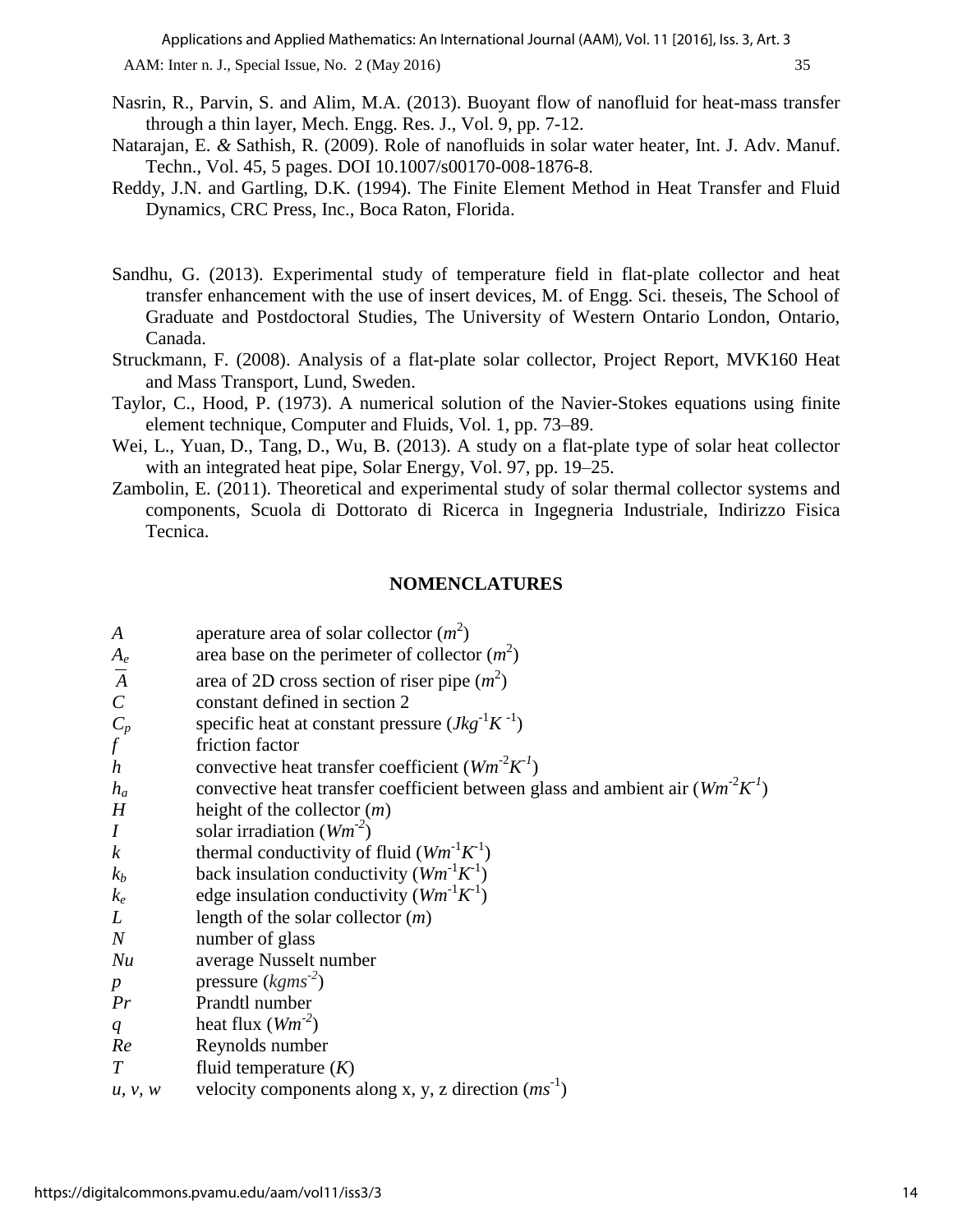Nasrin, R., Parvin, S. and Alim, M.A. (2013). Buoyant flow of nanofluid for heat-mass transfer through a thin layer, Mech. Engg. Res. J., Vol. 9, pp. 7-12.

Natarajan, E. *&* Sathish, R. (2009). Role of nanofluids in solar water heater, Int. J. Adv. Manuf. Techn., Vol. 45, 5 pages. DOI 10.1007/s00170-008-1876-8.

Reddy, J.N. and Gartling, D.K. (1994). The Finite Element Method in Heat Transfer and Fluid Dynamics, CRC Press, Inc., Boca Raton, Florida.

Sandhu, G. (2013). Experimental study of temperature field in flat-plate collector and heat transfer enhancement with the use of insert devices, M. of Engg. Sci. theseis, The School of Graduate and Postdoctoral Studies, The University of Western Ontario London, Ontario, Canada.

Struckmann, F. (2008). Analysis of a flat-plate solar collector, Project Report, MVK160 Heat and Mass Transport, Lund, Sweden.

Taylor, C., Hood, P. (1973). A numerical solution of the Navier-Stokes equations using finite element technique, Computer and Fluids, Vol. 1, pp. 73–89.

Wei, L., Yuan, D., Tang, D., Wu, B. (2013). A study on a flat-plate type of solar heat collector with an integrated heat pipe, Solar Energy, Vol. 97, pp. 19–25.

Zambolin, E. (2011). Theoretical and experimental study of solar thermal collector systems and components, Scuola di Dottorato di Ricerca in Ingegneria Industriale, Indirizzo Fisica Tecnica.

## NOMENCLATURES

| | |
|---|---|
| $A$ | aperature area of solar collector ($m^2$) |
| $A_e$ | area base on the perimeter of collector ($m^2$) |
| $\overline{A}$ | area of 2D cross section of riser pipe ($m^2$) |
| $C$ | constant defined in section 2 |
| $C_p$ | specific heat at constant pressure ($Jkg^{-1}K^{-1}$) |
| $f$ | friction factor |
| $h$ | convective heat transfer coefficient ($Wm^{-2}K^{-1}$) |
| $h_a$ | convective heat transfer coefficient between glass and ambient air ($Wm^{-2}K^{-1}$) |
| $H$ | height of the collector ($m$) |
| $I$ | solar irradiation ($Wm^{-2}$) |
| $k$ | thermal conductivity of fluid ($Wm^{-1}K^{-1}$) |
| $k_b$ | back insulation conductivity ($Wm^{-1}K^{-1}$) |
| $k_e$ | edge insulation conductivity ($Wm^{-1}K^{-1}$) |
| $L$ | length of the solar collector ($m$) |
| $N$ | number of glass |
| $Nu$ | average Nusselt number |
| $p$ | pressure ($kgms^{-2}$) |
| $Pr$ | Prandtl number |
| $q$ | heat flux ($Wm^{-2}$) |
| $Re$ | Reynolds number |
| $T$ | fluid temperature ($K$) |
| $u$, $v$, $w$ | velocity components along x, y, z direction ($ms^{-1}$) |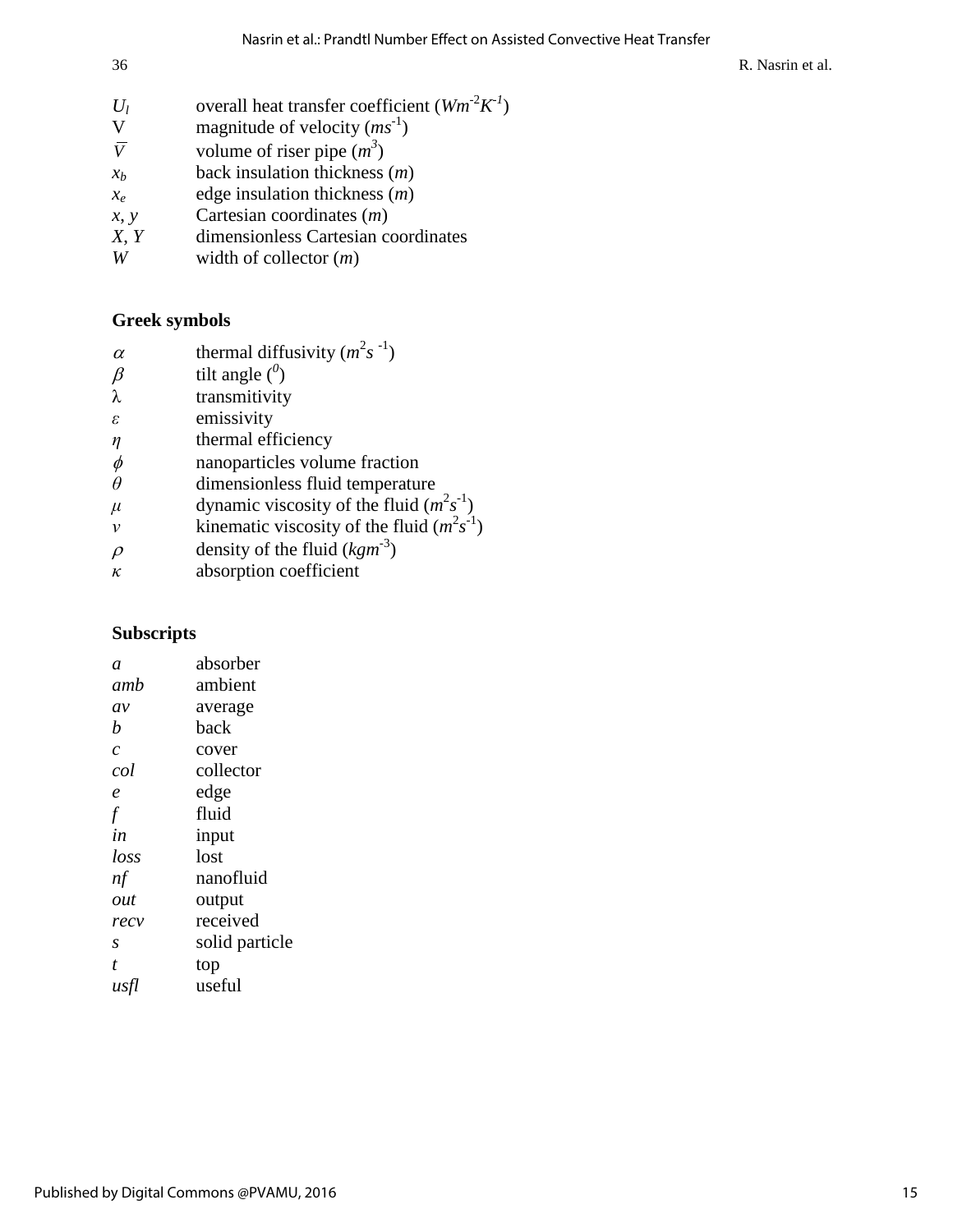| | |
|---|---|
| $U_l$ | overall heat transfer coefficient ($Wm^{-2}K^{-1}$) |
| V | magnitude of velocity ($ms^{-1}$) |
| $\overline{V}$ | volume of riser pipe ($m^3$) |
| $x_b$ | back insulation thickness ($m$) |
| $x_e$ | edge insulation thickness ($m$) |
| $x$, $y$ | Cartesian coordinates ($m$) |
| $X$, $Y$ | dimensionless Cartesian coordinates |
| $W$ | width of collector ($m$) |

### Greek symbols

| | |
|---|---|
| $\alpha$ | thermal diffusivity ($m^2s^{-1}$) |
| $\beta$ | tilt angle ($^0$) |
| $\lambda$ | transmitivity |
| $\varepsilon$ | emissivity |
| $\eta$ | thermal efficiency |
| $\phi$ | nanoparticles volume fraction |
| $\theta$ | dimensionless fluid temperature |
| $\mu$ | dynamic viscosity of the fluid ($m^2s^{-1}$) |
| $\nu$ | kinematic viscosity of the fluid ($m^2s^{-1}$) |
| $\rho$ | density of the fluid ($kgm^{-3}$) |
| $\kappa$ | absorption coefficient |

### Subscripts

| | |
|---|---|
| *a* | absorber |
| *amb* | ambient |
| *av* | average |
| *b* | back |
| *c* | cover |
| *col* | collector |
| *e* | edge |
| *f* | fluid |
| *in* | input |
| *loss* | lost |
| *nf* | nanofluid |
| *out* | output |
| *recv* | received |
| *s* | solid particle |
| *t* | top |
| *usfl* | useful |